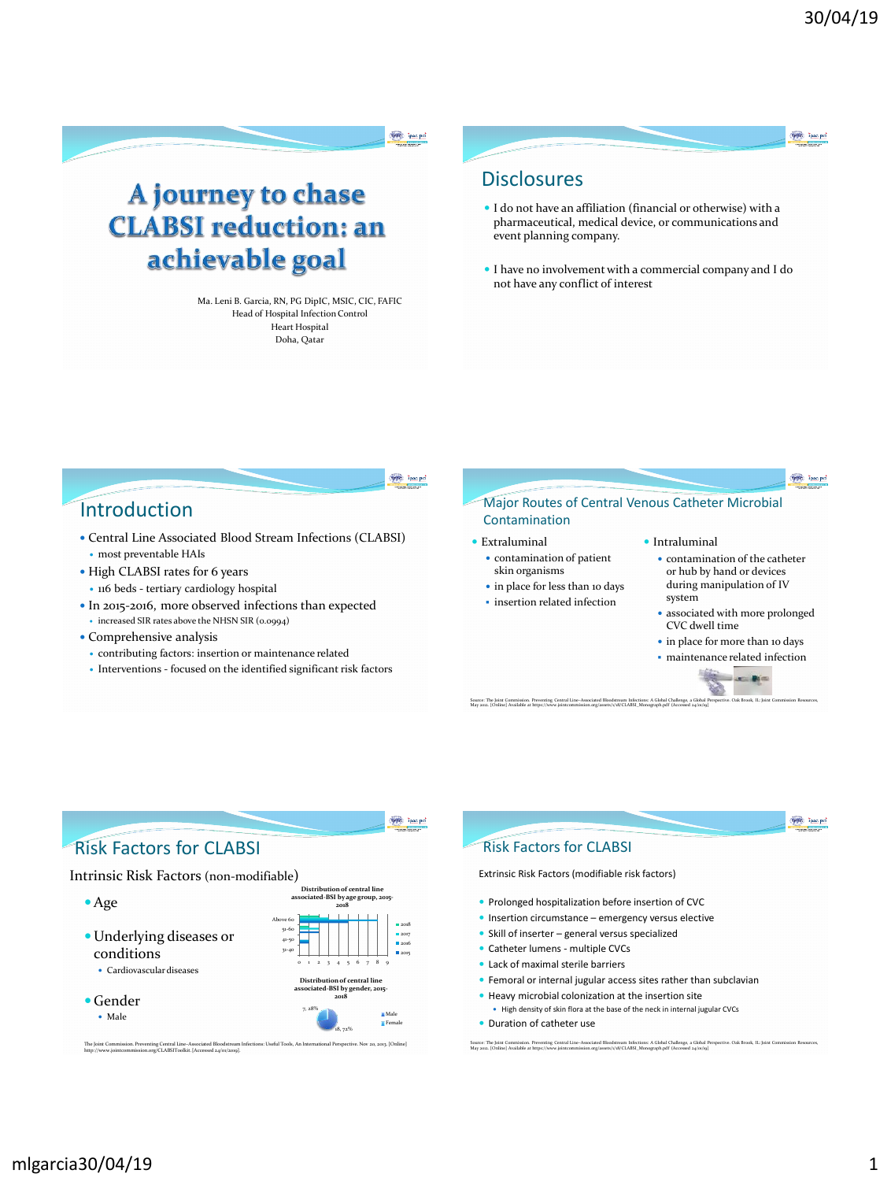# A journey to chase CLABSI reduction: an achievable goal

Ma. Leni B. Garcia, RN, PG DipIC, MSIC, CIC, FAFIC
Head of Hospital Infection Control
Heart Hospital
Doha, Qatar

## Disclosures

- I do not have an affiliation (financial or otherwise) with a pharmaceutical, medical device, or communications and event planning company.
- I have no involvement with a commercial company and I do not have any conflict of interest

## Introduction

- Central Line Associated Blood Stream Infections (CLABSI)
  - most preventable HAIs
- High CLABSI rates for 6 years
  - 116 beds - tertiary cardiology hospital
- In 2015-2016, more observed infections than expected
  - increased SIR rates above the NHSN SIR (0.0994)
- Comprehensive analysis
  - contributing factors: insertion or maintenance related
  - Interventions - focused on the identified significant risk factors

## Major Routes of Central Venous Catheter Microbial Contamination

- Extraluminal
  - contamination of patient skin organisms
  - in place for less than 10 days
  - insertion related infection
- Intraluminal
  - contamination of the catheter or hub by hand or devices during manipulation of IV system
  - associated with more prolonged CVC dwell time
  - in place for more than 10 days
  - maintenance related infection

Source: The Joint Commission. Preventing Central Line–Associated Bloodstream Infections: A Global Challenge, a Global Perspective. Oak Brook, IL: Joint Commission Resources, May 2012. [Online] Available at https://www.jointcommission.org/assets/1/18/CLABSI_Monograph.pdf [Accessed 24/01/19]

## Risk Factors for CLABSI

Intrinsic Risk Factors (non-modifiable)

- Age
- Underlying diseases or conditions
  - Cardiovascular diseases
- Gender
  - Male

Distribution of central line associated-BSI by age group, 2015-2018

Distribution of central line associated-BSI by gender, 2015-2018

7, 28% · 18, 72% · Male · Female

The Joint Commission. Preventing Central Line–Associated Bloodstream Infections: Useful Tools, An International Perspective. Nov 20, 2013. [Online] http://www.jointcommission.org/CLABSIToolkit. [Accessed 24/01/2019].

## Risk Factors for CLABSI

Extrinsic Risk Factors (modifiable risk factors)

- Prolonged hospitalization before insertion of CVC
- Insertion circumstance – emergency versus elective
- Skill of inserter – general versus specialized
- Catheter lumens - multiple CVCs
- Lack of maximal sterile barriers
- Femoral or internal jugular access sites rather than subclavian
- Heavy microbial colonization at the insertion site
  - High density of skin flora at the base of the neck in internal jugular CVCs
- Duration of catheter use

Source: The Joint Commission. Preventing Central Line–Associated Bloodstream Infections: A Global Challenge, a Global Perspective. Oak Brook, IL: Joint Commission Resources, May 2012. [Online] Available at https://www.jointcommission.org/assets/1/18/CLABSI_Monograph.pdf [Accessed 24/01/19]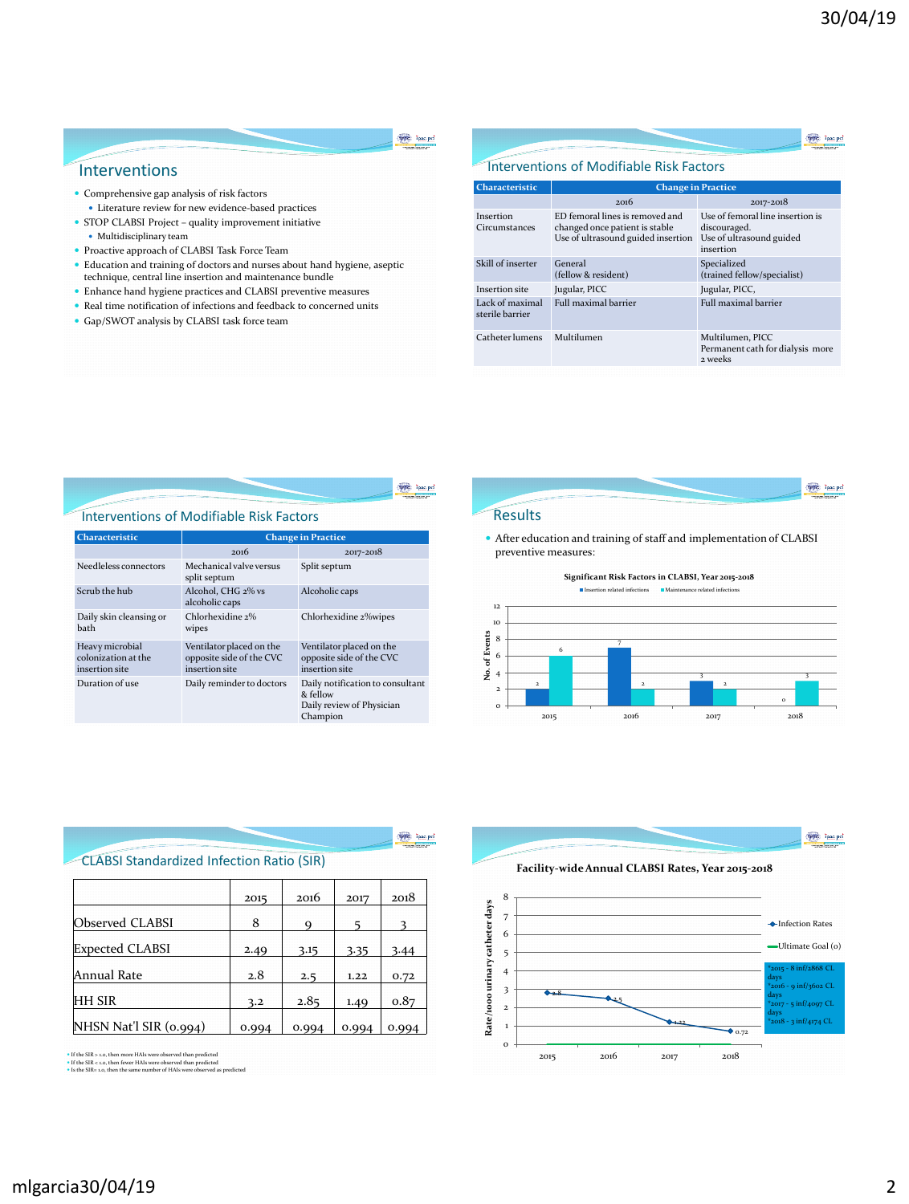## Interventions

- Comprehensive gap analysis of risk factors
  - Literature review for new evidence-based practices
- STOP CLABSI Project – quality improvement initiative
  - Multidisciplinary team
- Proactive approach of CLABSI Task Force Team
- Education and training of doctors and nurses about hand hygiene, aseptic technique, central line insertion and maintenance bundle
- Enhance hand hygiene practices and CLABSI preventive measures
- Real time notification of infections and feedback to concerned units
- Gap/SWOT analysis by CLABSI task force team

## Interventions of Modifiable Risk Factors

| Characteristic | Change in Practice | |
|---|---|---|
| | 2016 | 2017-2018 |
| Insertion Circumstances | ED femoral lines is removed and changed once patient is stable<br>Use of ultrasound guided insertion | Use of femoral line insertion is discouraged.<br>Use of ultrasound guided insertion |
| Skill of inserter | General<br>(fellow & resident) | Specialized<br>(trained fellow/specialist) |
| Insertion site | Jugular, PICC | Jugular, PICC, |
| Lack of maximal sterile barrier | Full maximal barrier | Full maximal barrier |
| Catheter lumens | Multilumen | Multilumen, PICC<br>Permanent cath for dialysis more 2 weeks |

## Interventions of Modifiable Risk Factors

| Characteristic | Change in Practice | |
|---|---|---|
| | 2016 | 2017-2018 |
| Needleless connectors | Mechanical valve versus split septum | Split septum |
| Scrub the hub | Alcohol, CHG 2% vs alcoholic caps | Alcoholic caps |
| Daily skin cleansing or bath | Chlorhexidine 2% wipes | Chlorhexidine 2%wipes |
| Heavy microbial colonization at the insertion site | Ventilator placed on the opposite side of the CVC insertion site | Ventilator placed on the opposite side of the CVC insertion site |
| Duration of use | Daily reminder to doctors | Daily notification to consultant & fellow<br>Daily review of Physician Champion |

## Results

- After education and training of staff and implementation of CLABSI preventive measures:

**Significant Risk Factors in CLABSI, Year 2015-2018**

| Year | Insertion related infections | Maintenance related infections |
|---|---|---|
| 2015 | 2 | 6 |
| 2016 | 7 | 2 |
| 2017 | 3 | 2 |
| 2018 | 0 | 3 |

## CLABSI Standardized Infection Ratio (SIR)

| | 2015 | 2016 | 2017 | 2018 |
|---|---|---|---|---|
| Observed CLABSI | 8 | 9 | 5 | 3 |
| Expected CLABSI | 2.49 | 3.15 | 3.35 | 3.44 |
| Annual Rate | 2.8 | 2.5 | 1.22 | 0.72 |
| HH SIR | 3.2 | 2.85 | 1.49 | 0.87 |
| NHSN Nat'l SIR (0.994) | 0.994 | 0.994 | 0.994 | 0.994 |

- If the SIR > 1.0, then more HAIs were observed than predicted
- If the SIR < 1.0, then fewer HAIs were observed than predicted
- Is the SIR= 1.0, then the same number of HAIs were observed as predicted

**Facility-wide Annual CLABSI Rates, Year 2015-2018**

| Year | Infection Rates (Rate/1000 urinary catheter days) | Ultimate Goal (0) |
|---|---|---|
| 2015 | 2.8 | 0 |
| 2016 | 2.5 | 0 |
| 2017 | 1.22 | 0 |
| 2018 | 0.72 | 0 |

*2015 - 8 inf/2868 CL days
*2016 - 9 inf/3602 CL days
*2017 - 5 inf/4097 CL days
*2018 - 3 inf/4174 CL days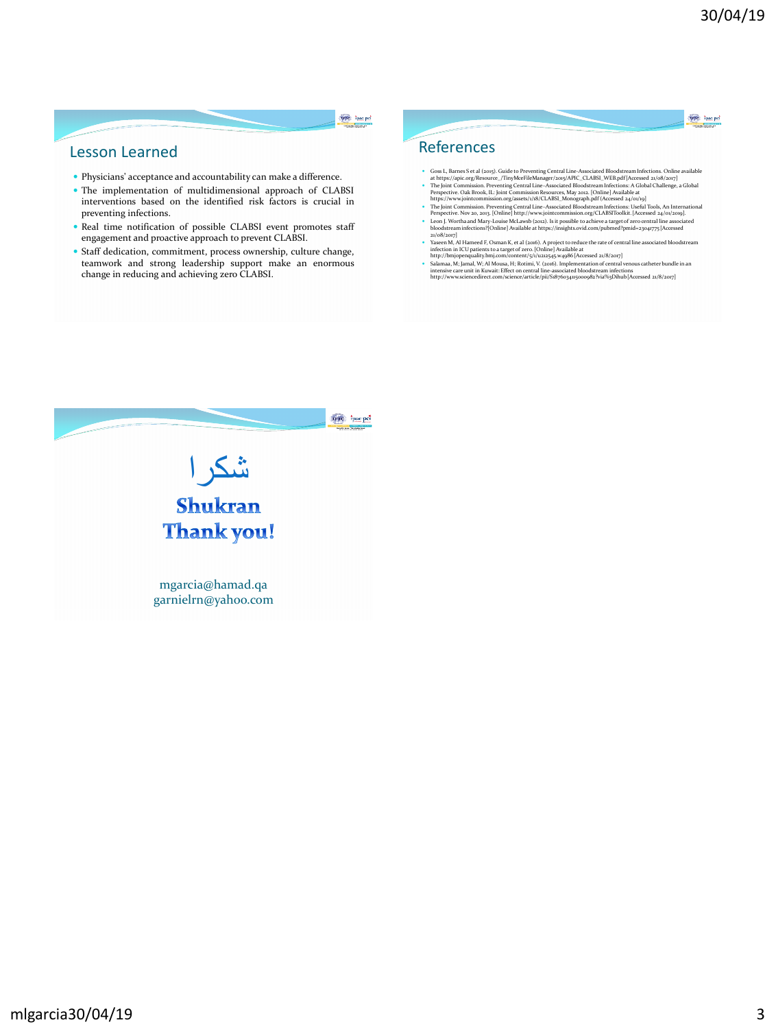## Lesson Learned

- Physicians' acceptance and accountability can make a difference.
- The implementation of multidimensional approach of CLABSI interventions based on the identified risk factors is crucial in preventing infections.
- Real time notification of possible CLABSI event promotes staff engagement and proactive approach to prevent CLABSI.
- Staff dedication, commitment, process ownership, culture change, teamwork and strong leadership support make an enormous change in reducing and achieving zero CLABSI.

## References

- Goss L, Barnes S et al (2015). Guide to Preventing Central Line-Associated Bloodstream Infections. Online available at https://apic.org/Resource_/TinyMceFileManager/2015/APIC_CLABSI_WEB.pdf [Accessed 21/08/2017]
- The Joint Commission. Preventing Central Line–Associated Bloodstream Infections: A Global Challenge, a Global Perspective. Oak Brook, IL: Joint Commission Resources, May 2012. [Online] Available at https://www.jointcommission.org/assets/1/18/CLABSI_Monograph.pdf (Accessed 24/01/19)
- The Joint Commission. Preventing Central Line–Associated Bloodstream Infections: Useful Tools, An International Perspective. Nov 20, 2013. [Online] http://www.jointcommission.org/CLABSIToolkit. [Accessed 24/01/2019].
- Leon J. Wortha and Mary-Louise McLawsb (2012). Is it possible to achieve a target of zero central line associated bloodstream infections?[Online] Available at https://insights.ovid.com/pubmed?pmid=23041775 [Accessed 21/08/2017]
- Yaseen M, Al Hameed F, Osman K, et al (2016). A project to reduce the rate of central line associated bloodstream infection in ICU patients to a target of zero. [Online] Available at http://bmjopenquality.bmj.com/content/5/1/u212545.w4986 [Accessed 21/8/2017]
- Salamaa, M; Jamal, W; Al Mousa, H; Rotimi, V. (2016). Implementation of central venous catheter bundle in an intensive care unit in Kuwait: Effect on central line-associated bloodstream infections http://www.sciencedirect.com/science/article/pii/S1876034115000982?via%3Dihub [Accessed 21/8/2017]

شكرا

**Shukran**

**Thank you!**

mgarcia@hamad.qa
garnielrn@yahoo.com